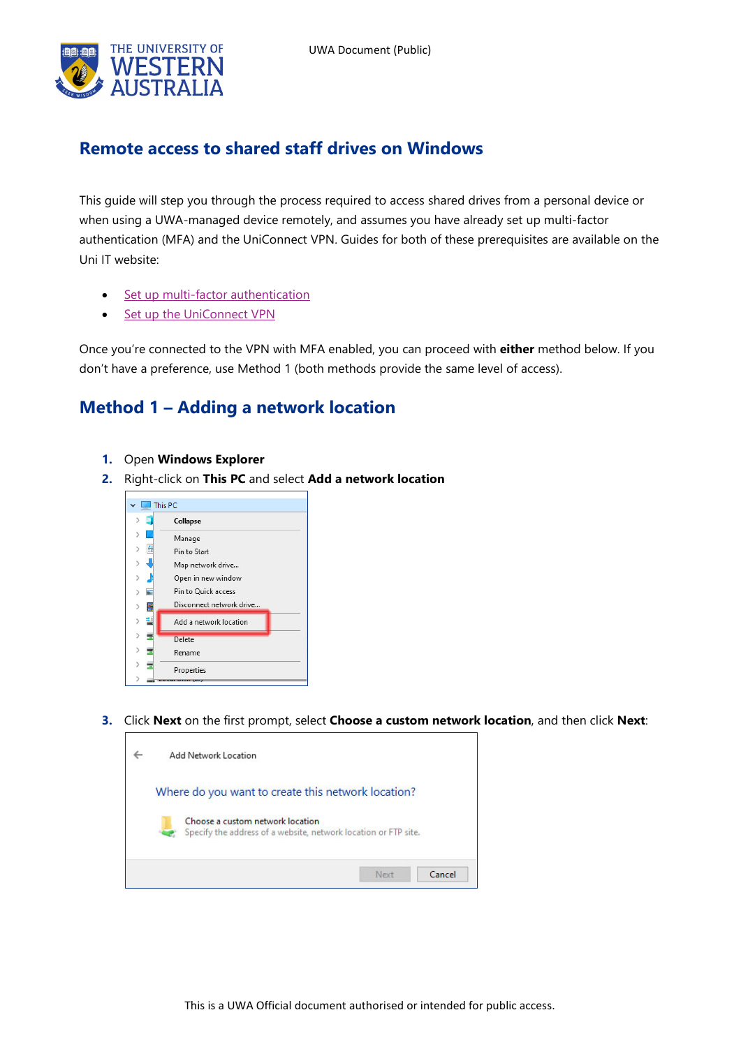# Remote access to shared staff drives on Windows

This guide will step you through the process required to access shared drives from a personal device or when using a UWA-managed device remotely, and assumes you have already set up multi-factor authentication (MFA) and the UniConnect VPN. Guides for both of these prerequisites are available on the Uni IT website:

- Set up multi-factor authentication
- Set up the UniConnect VPN

Once you're connected to the VPN with MFA enabled, you can proceed with **either** method below. If you don't have a preference, use Method 1 (both methods provide the same level of access).

## Method 1 – Adding a network location

1. Open **Windows Explorer**
2. Right-click on **This PC** and select **Add a network location**

3. Click **Next** on the first prompt, select **Choose a custom network location**, and then click **Next**: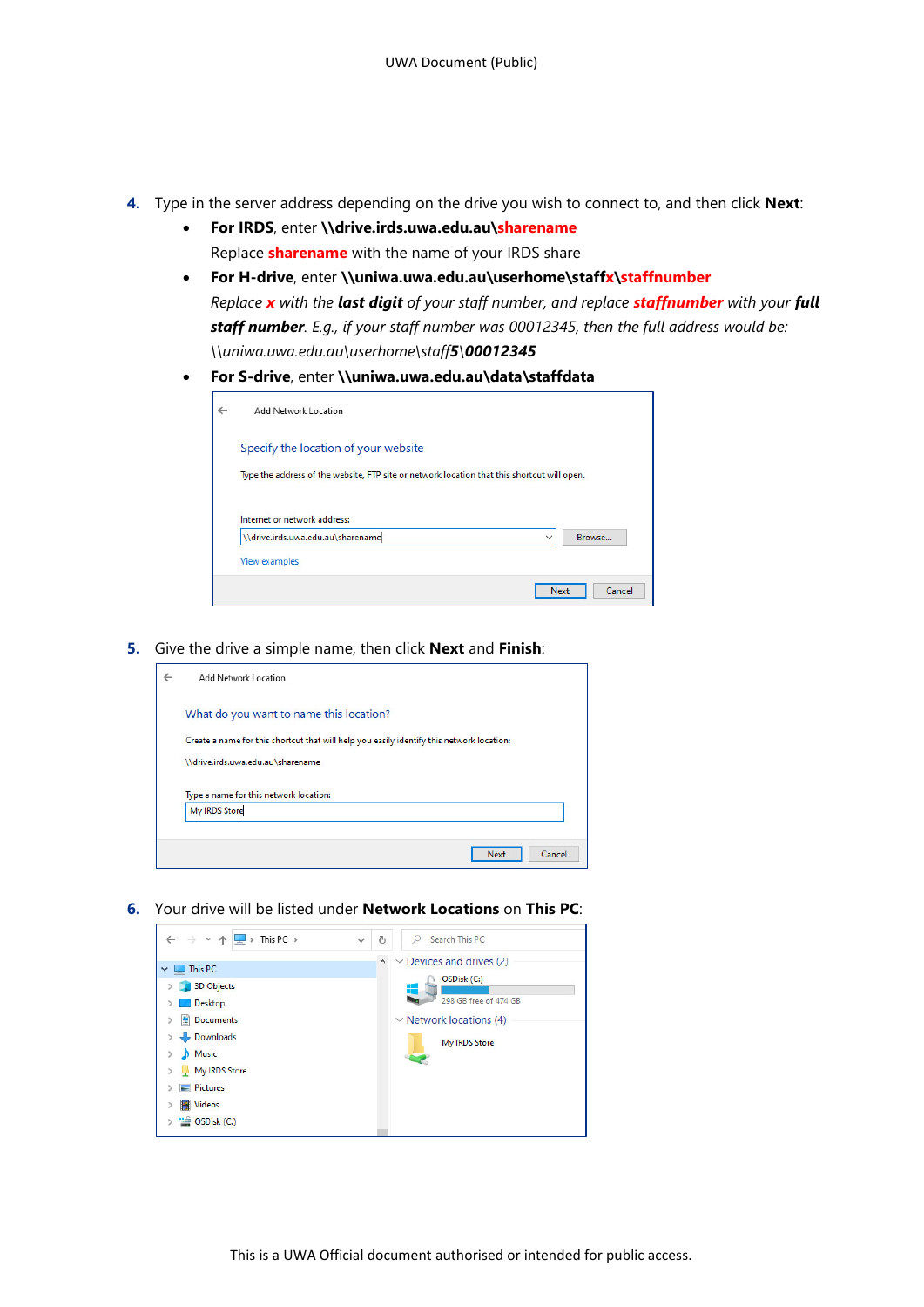4. Type in the server address depending on the drive you wish to connect to, and then click **Next**:
   - **For IRDS**, enter **\\drive.irds.uwa.edu.au\sharename**
     Replace **sharename** with the name of your IRDS share
   - **For H-drive**, enter **\\uniwa.uwa.edu.au\userhome\staffx\staffnumber**
     *Replace **x** with the **last digit** of your staff number, and replace **staffnumber** with your **full staff number**. E.g., if your staff number was 00012345, then the full address would be: \\uniwa.uwa.edu.au\userhome\staff**5**\**00012345***
   - **For S-drive**, enter **\\uniwa.uwa.edu.au\data\staffdata**

5. Give the drive a simple name, then click **Next** and **Finish**:

6. Your drive will be listed under **Network Locations** on **This PC**: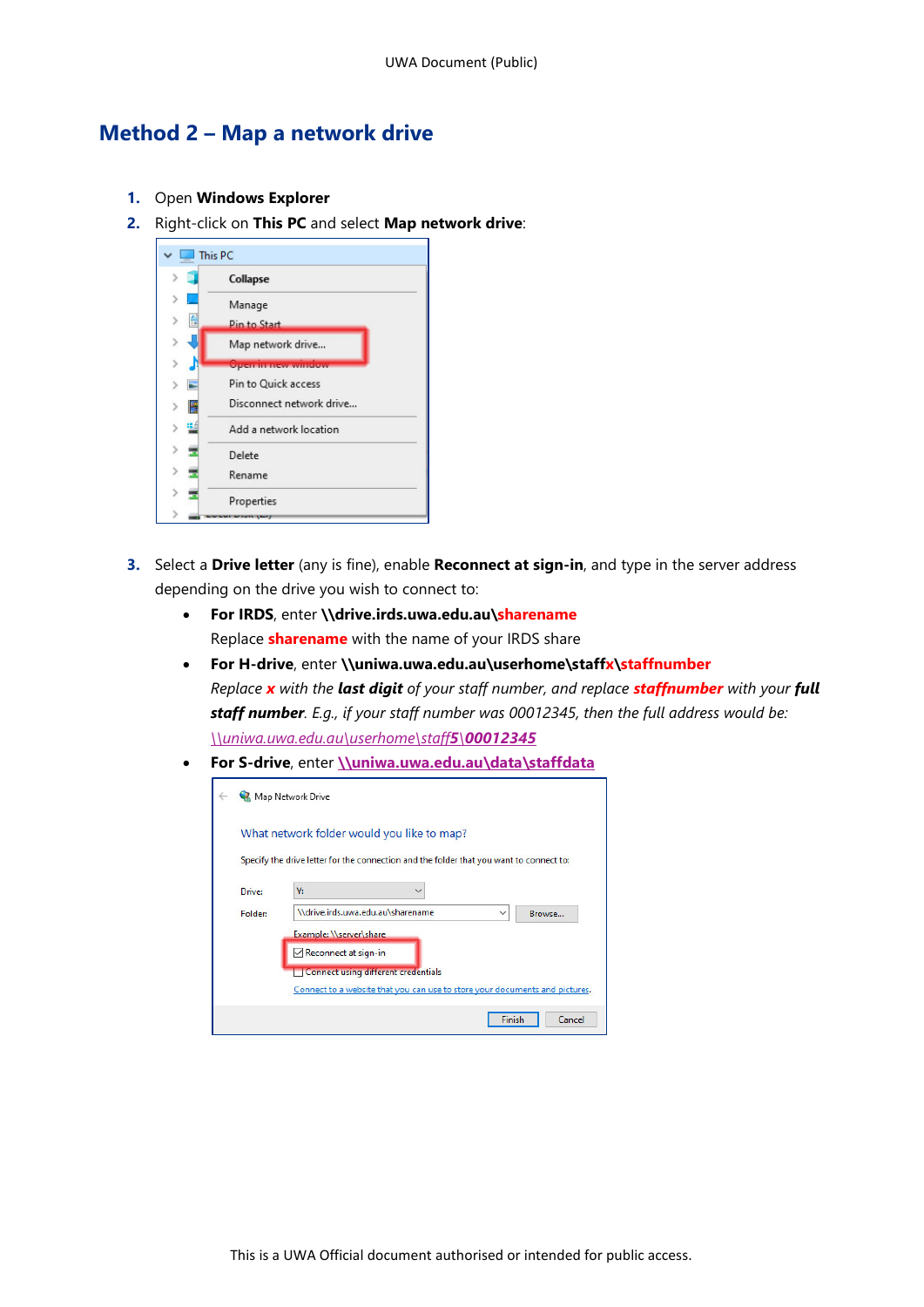## Method 2 – Map a network drive

1. Open **Windows Explorer**
2. Right-click on **This PC** and select **Map network drive**:

3. Select a **Drive letter** (any is fine), enable **Reconnect at sign-in**, and type in the server address depending on the drive you wish to connect to:
   - **For IRDS**, enter **\\drive.irds.uwa.edu.au\sharename**
     Replace **sharename** with the name of your IRDS share
   - **For H-drive**, enter **\\uniwa.uwa.edu.au\userhome\staffx\staffnumber**
     *Replace **x** with the **last digit** of your staff number, and replace **staffnumber** with your **full staff number**. E.g., if your staff number was 00012345, then the full address would be:*
     *\\uniwa.uwa.edu.au\userhome\staff**5**\\**00012345***
   - **For S-drive**, enter **\\uniwa.uwa.edu.au\data\staffdata**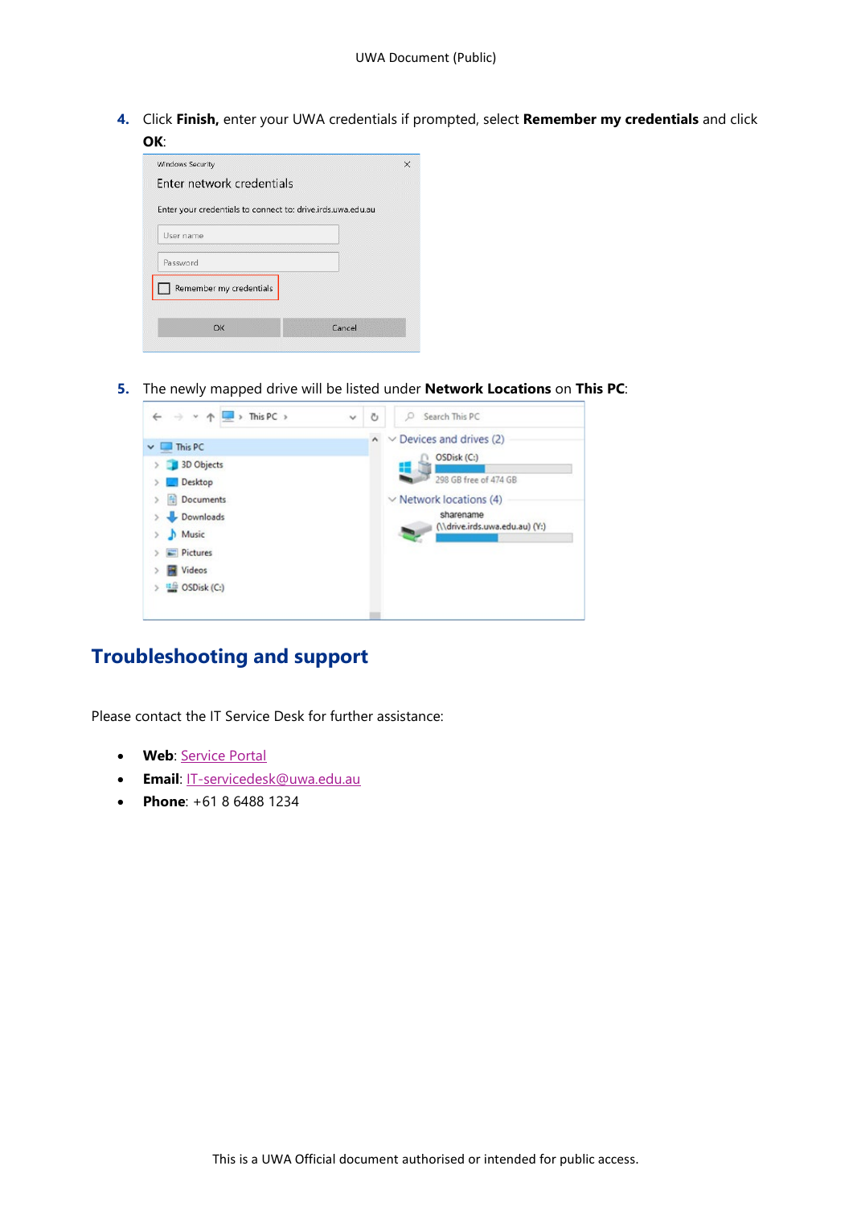4. Click **Finish,** enter your UWA credentials if prompted, select **Remember my credentials** and click **OK**:

5. The newly mapped drive will be listed under **Network Locations** on **This PC**:

## Troubleshooting and support

Please contact the IT Service Desk for further assistance:

- **Web**: Service Portal
- **Email**: IT-servicedesk@uwa.edu.au
- **Phone**: +61 8 6488 1234